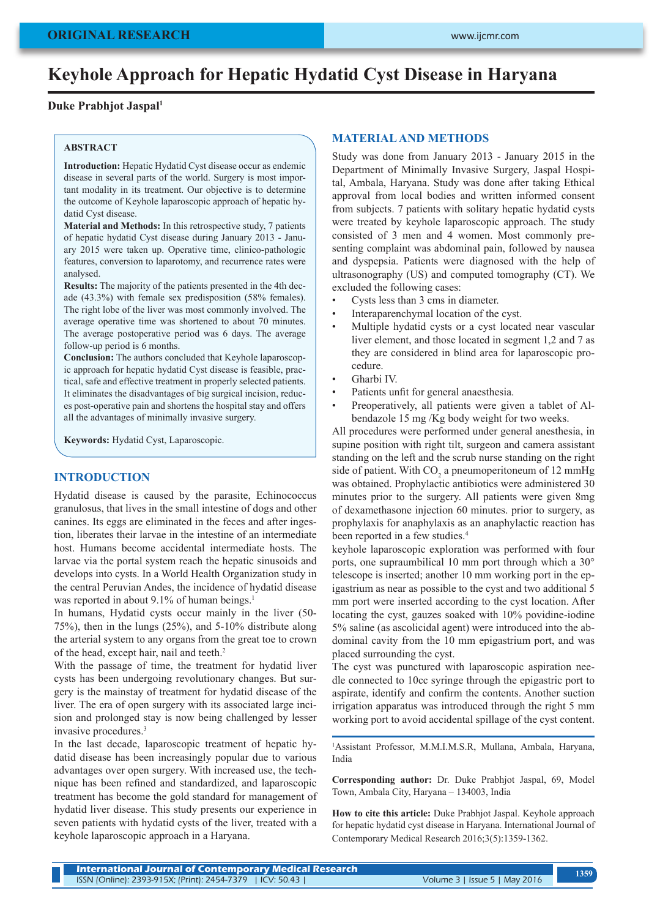ORIGINAL RESEARCH

# Keyhole Approach for Hepatic Hydatid Cyst Disease in Haryana

**Duke Prabhjot Jaspal**[1]

## ABSTRACT

**Introduction:** Hepatic Hydatid Cyst disease occur as endemic disease in several parts of the world. Surgery is most important modality in its treatment. Our objective is to determine the outcome of Keyhole laparoscopic approach of hepatic hydatid Cyst disease.

**Material and Methods:** In this retrospective study, 7 patients of hepatic hydatid Cyst disease during January 2013 - January 2015 were taken up. Operative time, clinico-pathologic features, conversion to laparotomy, and recurrence rates were analysed.

**Results:** The majority of the patients presented in the 4th decade (43.3%) with female sex predisposition (58% females). The right lobe of the liver was most commonly involved. The average operative time was shortened to about 70 minutes. The average postoperative period was 6 days. The average follow-up period is 6 months.

**Conclusion:** The authors concluded that Keyhole laparoscopic approach for hepatic hydatid Cyst disease is feasible, practical, safe and effective treatment in properly selected patients. It eliminates the disadvantages of big surgical incision, reduces post-operative pain and shortens the hospital stay and offers all the advantages of minimally invasive surgery.

**Keywords:** Hydatid Cyst, Laparoscopic.

## INTRODUCTION

Hydatid disease is caused by the parasite, Echinococcus granulosus, that lives in the small intestine of dogs and other canines. Its eggs are eliminated in the feces and after ingestion, liberates their larvae in the intestine of an intermediate host. Humans become accidental intermediate hosts. The larvae via the portal system reach the hepatic sinusoids and develops into cysts. In a World Health Organization study in the central Peruvian Andes, the incidence of hydatid disease was reported in about 9.1% of human beings.[1]

In humans, Hydatid cysts occur mainly in the liver (50-75%), then in the lungs (25%), and 5-10% distribute along the arterial system to any organs from the great toe to crown of the head, except hair, nail and teeth.[2]

With the passage of time, the treatment for hydatid liver cysts has been undergoing revolutionary changes. But surgery is the mainstay of treatment for hydatid disease of the liver. The era of open surgery with its associated large incision and prolonged stay is now being challenged by lesser invasive procedures.[3]

In the last decade, laparoscopic treatment of hepatic hydatid disease has been increasingly popular due to various advantages over open surgery. With increased use, the technique has been refined and standardized, and laparoscopic treatment has become the gold standard for management of hydatid liver disease. This study presents our experience in seven patients with hydatid cysts of the liver, treated with a keyhole laparoscopic approach in a Haryana.

## MATERIAL AND METHODS

Study was done from January 2013 - January 2015 in the Department of Minimally Invasive Surgery, Jaspal Hospital, Ambala, Haryana. Study was done after taking Ethical approval from local bodies and written informed consent from subjects. 7 patients with solitary hepatic hydatid cysts were treated by keyhole laparoscopic approach. The study consisted of 3 men and 4 women. Most commonly presenting complaint was abdominal pain, followed by nausea and dyspepsia. Patients were diagnosed with the help of ultrasonography (US) and computed tomography (CT). We excluded the following cases:

- Cysts less than 3 cms in diameter.
- Interaparenchymal location of the cyst.
- Multiple hydatid cysts or a cyst located near vascular liver element, and those located in segment 1,2 and 7 as they are considered in blind area for laparoscopic procedure.
- Gharbi IV.
- Patients unfit for general anaesthesia.
- Preoperatively, all patients were given a tablet of Albendazole 15 mg /Kg body weight for two weeks.

All procedures were performed under general anesthesia, in supine position with right tilt, surgeon and camera assistant standing on the left and the scrub nurse standing on the right side of patient. With $CO_2$ a pneumoperitoneum of 12 mmHg was obtained. Prophylactic antibiotics were administered 30 minutes prior to the surgery. All patients were given 8mg of dexamethasone injection 60 minutes. prior to surgery, as prophylaxis for anaphylaxis as an anaphylactic reaction has been reported in a few studies.[4]

keyhole laparoscopic exploration was performed with four ports, one supraumbilical 10 mm port through which a 30° telescope is inserted; another 10 mm working port in the epigastrium as near as possible to the cyst and two additional 5 mm port were inserted according to the cyst location. After locating the cyst, gauzes soaked with 10% povidine-iodine 5% saline (as ascolicidal agent) were introduced into the abdominal cavity from the 10 mm epigastrium port, and was placed surrounding the cyst.

The cyst was punctured with laparoscopic aspiration needle connected to 10cc syringe through the epigastric port to aspirate, identify and confirm the contents. Another suction irrigation apparatus was introduced through the right 5 mm working port to avoid accidental spillage of the cyst content.

[1]Assistant Professor, M.M.I.M.S.R, Mullana, Ambala, Haryana, India

**Corresponding author:** Dr. Duke Prabhjot Jaspal, 69, Model Town, Ambala City, Haryana – 134003, India

**How to cite this article:** Duke Prabhjot Jaspal. Keyhole approach for hepatic hydatid cyst disease in Haryana. International Journal of Contemporary Medical Research 2016;3(5):1359-1362.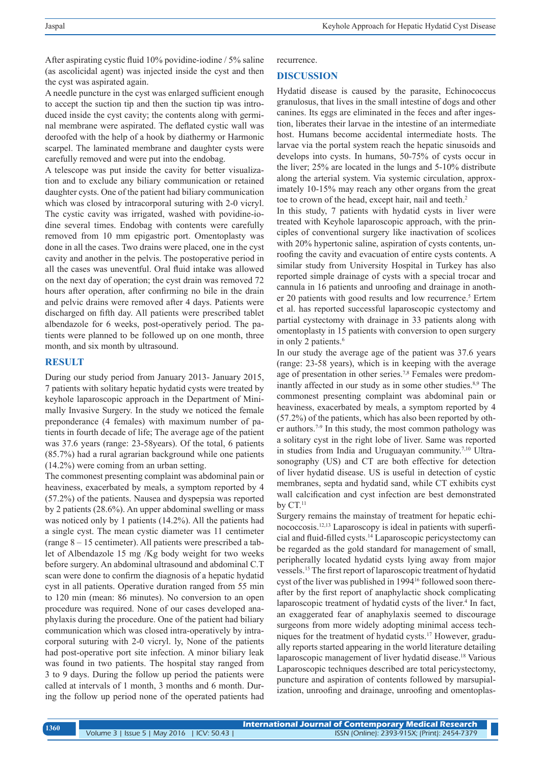After aspirating cystic fluid 10% povidine-iodine / 5% saline (as ascolicidal agent) was injected inside the cyst and then the cyst was aspirated again.

A needle puncture in the cyst was enlarged sufficient enough to accept the suction tip and then the suction tip was introduced inside the cyst cavity; the contents along with germinal membrane were aspirated. The deflated cystic wall was deroofed with the help of a hook by diathermy or Harmonic scarpel. The laminated membrane and daughter cysts were carefully removed and were put into the endobag.

A telescope was put inside the cavity for better visualization and to exclude any biliary communication or retained daughter cysts. One of the patient had biliary communication which was closed by intracorporal suturing with 2-0 vicryl. The cystic cavity was irrigated, washed with povidine-iodine several times. Endobag with contents were carefully removed from 10 mm epigastric port. Omentoplasty was done in all the cases. Two drains were placed, one in the cyst cavity and another in the pelvis. The postoperative period in all the cases was uneventful. Oral fluid intake was allowed on the next day of operation; the cyst drain was removed 72 hours after operation, after confirming no bile in the drain and pelvic drains were removed after 4 days. Patients were discharged on fifth day. All patients were prescribed tablet albendazole for 6 weeks, post-operatively period. The patients were planned to be followed up on one month, three month, and six month by ultrasound.

## RESULT

During our study period from January 2013- January 2015, 7 patients with solitary hepatic hydatid cysts were treated by keyhole laparoscopic approach in the Department of Minimally Invasive Surgery. In the study we noticed the female preponderance (4 females) with maximum number of patients in fourth decade of life; The average age of the patient was 37.6 years (range: 23-58years). Of the total, 6 patients (85.7%) had a rural agrarian background while one patients (14.2%) were coming from an urban setting.

The commonest presenting complaint was abdominal pain or heaviness, exacerbated by meals, a symptom reported by 4 (57.2%) of the patients. Nausea and dyspepsia was reported by 2 patients (28.6%). An upper abdominal swelling or mass was noticed only by 1 patients (14.2%). All the patients had a single cyst. The mean cystic diameter was 11 centimeter (range 8 – 15 centimeter). All patients were prescribed a tablet of Albendazole 15 mg /Kg body weight for two weeks before surgery. An abdominal ultrasound and abdominal C.T scan were done to confirm the diagnosis of a hepatic hydatid cyst in all patients. Operative duration ranged from 55 min to 120 min (mean: 86 minutes). No conversion to an open procedure was required. None of our cases developed anaphylaxis during the procedure. One of the patient had biliary communication which was closed intra-operatively by intracorporeal suturing with 2-0 vicryl. ly, None of the patients had post-operative port site infection. A minor biliary leak was found in two patients. The hospital stay ranged from 3 to 9 days. During the follow up period the patients were called at intervals of 1 month, 3 months and 6 month. During the follow up period none of the operated patients had recurrence.

## DISCUSSION

Hydatid disease is caused by the parasite, Echinococcus granulosus, that lives in the small intestine of dogs and other canines. Its eggs are eliminated in the feces and after ingestion, liberates their larvae in the intestine of an intermediate host. Humans become accidental intermediate hosts. The larvae via the portal system reach the hepatic sinusoids and develops into cysts. In humans, 50-75% of cysts occur in the liver; 25% are located in the lungs and 5-10% distribute along the arterial system. Via systemic circulation, approximately 10-15% may reach any other organs from the great toe to crown of the head, except hair, nail and teeth.[2]

In this study, 7 patients with hydatid cysts in liver were treated with Keyhole laparoscopic approach, with the principles of conventional surgery like inactivation of scolices with 20% hypertonic saline, aspiration of cysts contents, unroofing the cavity and evacuation of entire cysts contents. A similar study from University Hospital in Turkey has also reported simple drainage of cysts with a special trocar and cannula in 16 patients and unroofing and drainage in another 20 patients with good results and low recurrence.[5] Ertem et al. has reported successful laparoscopic cystectomy and partial cystectomy with drainage in 33 patients along with omentoplasty in 15 patients with conversion to open surgery in only 2 patients.[6]

In our study the average age of the patient was 37.6 years (range: 23-58 years), which is in keeping with the average age of presentation in other series.[7,8] Females were predominantly affected in our study as in some other studies.[8,9] The commonest presenting complaint was abdominal pain or heaviness, exacerbated by meals, a symptom reported by 4 (57.2%) of the patients, which has also been reported by other authors.[7-9] In this study, the most common pathology was a solitary cyst in the right lobe of liver. Same was reported in studies from India and Uruguayan community.[7,10] Ultrasonography (US) and CT are both effective for detection of liver hydatid disease. US is useful in detection of cystic membranes, septa and hydatid sand, while CT exhibits cyst wall calcification and cyst infection are best demonstrated by CT.[11]

Surgery remains the mainstay of treatment for hepatic echinococcosis.[12,13] Laparoscopy is ideal in patients with superficial and fluid-filled cysts.[14] Laparoscopic pericystectomy can be regarded as the gold standard for management of small, peripherally located hydatid cysts lying away from major vessels.[15] The first report of laparoscopic treatment of hydatid cyst of the liver was published in 1994[16] followed soon thereafter by the first report of anaphylactic shock complicating laparoscopic treatment of hydatid cysts of the liver.[4] In fact, an exaggerated fear of anaphylaxis seemed to discourage surgeons from more widely adopting minimal access techniques for the treatment of hydatid cysts.[17] However, gradually reports started appearing in the world literature detailing laparoscopic management of liver hydatid disease.[18] Various Laparoscopic techniques described are total pericystectomy, puncture and aspiration of contents followed by marsupialization, unroofing and drainage, unroofing and omentoplas-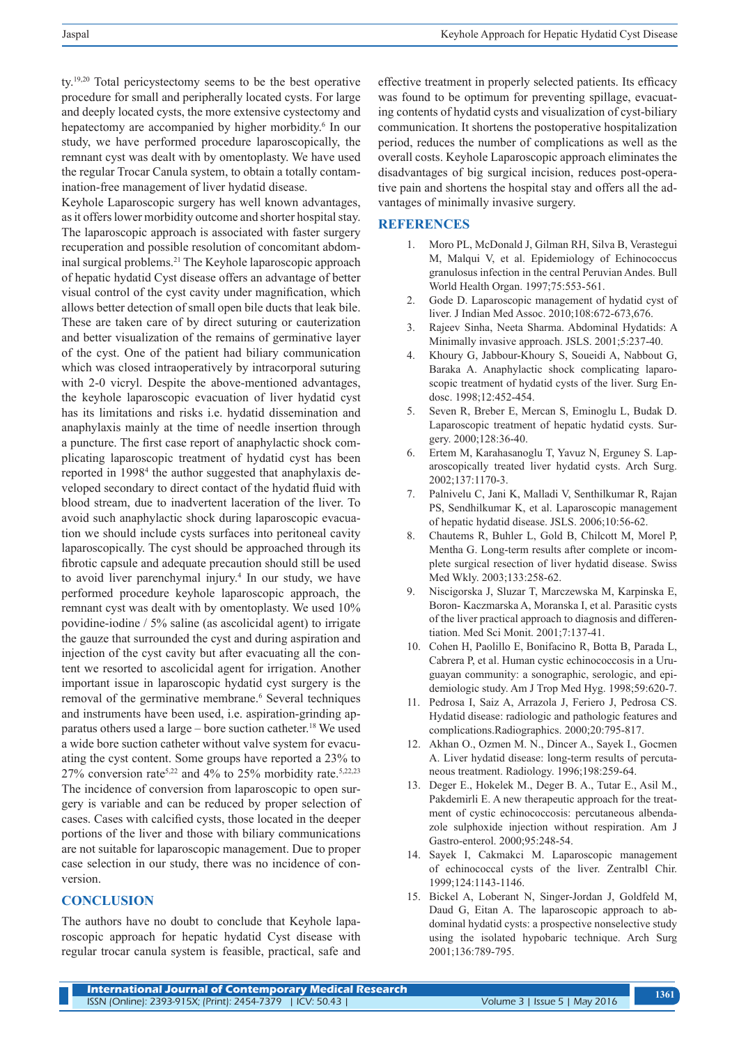ty.[19,20] Total pericystectomy seems to be the best operative procedure for small and peripherally located cysts. For large and deeply located cysts, the more extensive cystectomy and hepatectomy are accompanied by higher morbidity.[6] In our study, we have performed procedure laparoscopically, the remnant cyst was dealt with by omentoplasty. We have used the regular Trocar Canula system, to obtain a totally contamination-free management of liver hydatid disease.

Keyhole Laparoscopic surgery has well known advantages, as it offers lower morbidity outcome and shorter hospital stay. The laparoscopic approach is associated with faster surgery recuperation and possible resolution of concomitant abdominal surgical problems.[21] The Keyhole laparoscopic approach of hepatic hydatid Cyst disease offers an advantage of better visual control of the cyst cavity under magnification, which allows better detection of small open bile ducts that leak bile. These are taken care of by direct suturing or cauterization and better visualization of the remains of germinative layer of the cyst. One of the patient had biliary communication which was closed intraoperatively by intracorporal suturing with 2-0 vicryl. Despite the above-mentioned advantages, the keyhole laparoscopic evacuation of liver hydatid cyst has its limitations and risks i.e. hydatid dissemination and anaphylaxis mainly at the time of needle insertion through a puncture. The first case report of anaphylactic shock complicating laparoscopic treatment of hydatid cyst has been reported in 1998[4] the author suggested that anaphylaxis developed secondary to direct contact of the hydatid fluid with blood stream, due to inadvertent laceration of the liver. To avoid such anaphylactic shock during laparoscopic evacuation we should include cysts surfaces into peritoneal cavity laparoscopically. The cyst should be approached through its fibrotic capsule and adequate precaution should still be used to avoid liver parenchymal injury.[4] In our study, we have performed procedure keyhole laparoscopic approach, the remnant cyst was dealt with by omentoplasty. We used 10% povidine-iodine / 5% saline (as ascolicidal agent) to irrigate the gauze that surrounded the cyst and during aspiration and injection of the cyst cavity but after evacuating all the content we resorted to ascolicidal agent for irrigation. Another important issue in laparoscopic hydatid cyst surgery is the removal of the germinative membrane.[6] Several techniques and instruments have been used, i.e. aspiration-grinding apparatus others used a large – bore suction catheter.[18] We used a wide bore suction catheter without valve system for evacuating the cyst content. Some groups have reported a 23% to 27% conversion rate[5,22] and 4% to 25% morbidity rate.[5,22,23] The incidence of conversion from laparoscopic to open surgery is variable and can be reduced by proper selection of cases. Cases with calcified cysts, those located in the deeper portions of the liver and those with biliary communications are not suitable for laparoscopic management. Due to proper case selection in our study, there was no incidence of conversion.

## CONCLUSION

The authors have no doubt to conclude that Keyhole laparoscopic approach for hepatic hydatid Cyst disease with regular trocar canula system is feasible, practical, safe and effective treatment in properly selected patients. Its efficacy was found to be optimum for preventing spillage, evacuating contents of hydatid cysts and visualization of cyst-biliary communication. It shortens the postoperative hospitalization period, reduces the number of complications as well as the overall costs. Keyhole Laparoscopic approach eliminates the disadvantages of big surgical incision, reduces post-operative pain and shortens the hospital stay and offers all the advantages of minimally invasive surgery.

## REFERENCES

1. Moro PL, McDonald J, Gilman RH, Silva B, Verastegui M, Malqui V, et al. Epidemiology of Echinococcus granulosus infection in the central Peruvian Andes. Bull World Health Organ. 1997;75:553-561.
2. Gode D. Laparoscopic management of hydatid cyst of liver. J Indian Med Assoc. 2010;108:672-673,676.
3. Rajeev Sinha, Neeta Sharma. Abdominal Hydatids: A Minimally invasive approach. JSLS. 2001;5:237-40.
4. Khoury G, Jabbour-Khoury S, Soueidi A, Nabbout G, Baraka A. Anaphylactic shock complicating laparoscopic treatment of hydatid cysts of the liver. Surg Endosc. 1998;12:452-454.
5. Seven R, Breber E, Mercan S, Eminoglu L, Budak D. Laparoscopic treatment of hepatic hydatid cysts. Surgery. 2000;128:36-40.
6. Ertem M, Karahasanoglu T, Yavuz N, Erguney S. Laparoscopically treated liver hydatid cysts. Arch Surg. 2002;137:1170-3.
7. Palnivelu C, Jani K, Malladi V, Senthilkumar R, Rajan PS, Sendhilkumar K, et al. Laparoscopic management of hepatic hydatid disease. JSLS. 2006;10:56-62.
8. Chautems R, Buhler L, Gold B, Chilcott M, Morel P, Mentha G. Long-term results after complete or incomplete surgical resection of liver hydatid disease. Swiss Med Wkly. 2003;133:258-62.
9. Niscigorska J, Sluzar T, Marczewska M, Karpinska E, Boron- Kaczmarska A, Moranska I, et al. Parasitic cysts of the liver practical approach to diagnosis and differentiation. Med Sci Monit. 2001;7:137-41.
10. Cohen H, Paolillo E, Bonifacino R, Botta B, Parada L, Cabrera P, et al. Human cystic echinococcosis in a Uruguayan community: a sonographic, serologic, and epidemiologic study. Am J Trop Med Hyg. 1998;59:620-7.
11. Pedrosa I, Saiz A, Arrazola J, Feriero J, Pedrosa CS. Hydatid disease: radiologic and pathologic features and complications.Radiographics. 2000;20:795-817.
12. Akhan O., Ozmen M. N., Dincer A., Sayek I., Gocmen A. Liver hydatid disease: long-term results of percutaneous treatment. Radiology. 1996;198:259-64.
13. Deger E., Hokelek M., Deger B. A., Tutar E., Asil M., Pakdemirli E. A new therapeutic approach for the treatment of cystic echinococcosis: percutaneous albendazole sulphoxide injection without respiration. Am J Gastro-enterol. 2000;95:248-54.
14. Sayek I, Cakmakci M. Laparoscopic management of echinococcal cysts of the liver. Zentralbl Chir. 1999;124:1143-1146.
15. Bickel A, Loberant N, Singer-Jordan J, Goldfeld M, Daud G, Eitan A. The laparoscopic approach to abdominal hydatid cysts: a prospective nonselective study using the isolated hypobaric technique. Arch Surg 2001;136:789-795.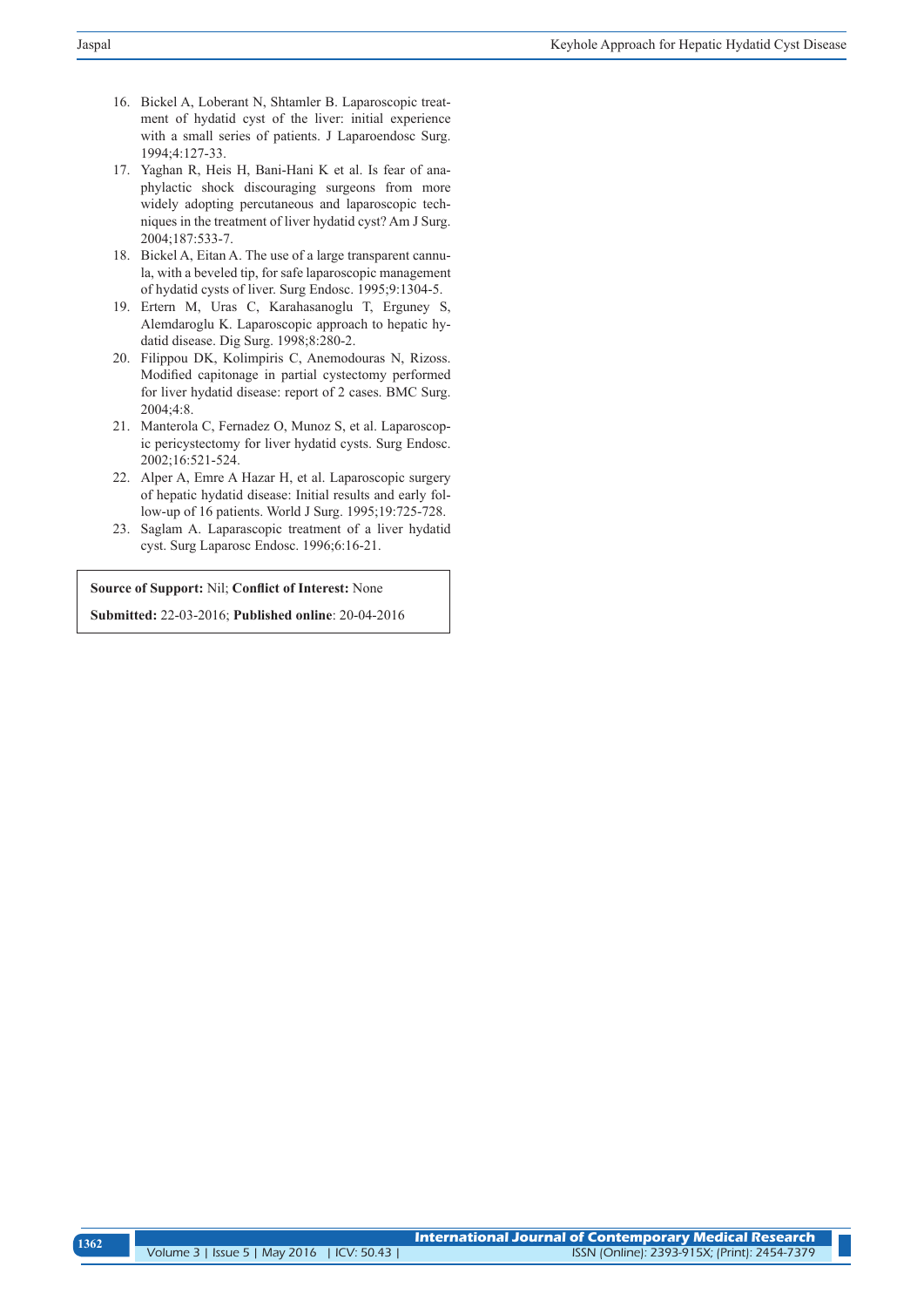16. Bickel A, Loberant N, Shtamler B. Laparoscopic treatment of hydatid cyst of the liver: initial experience with a small series of patients. J Laparoendosc Surg. 1994;4:127-33.
17. Yaghan R, Heis H, Bani-Hani K et al. Is fear of anaphylactic shock discouraging surgeons from more widely adopting percutaneous and laparoscopic techniques in the treatment of liver hydatid cyst? Am J Surg. 2004;187:533-7.
18. Bickel A, Eitan A. The use of a large transparent cannula, with a beveled tip, for safe laparoscopic management of hydatid cysts of liver. Surg Endosc. 1995;9:1304-5.
19. Ertern M, Uras C, Karahasanoglu T, Erguney S, Alemdaroglu K. Laparoscopic approach to hepatic hydatid disease. Dig Surg. 1998;8:280-2.
20. Filippou DK, Kolimpiris C, Anemodouras N, Rizoss. Modified capitonage in partial cystectomy performed for liver hydatid disease: report of 2 cases. BMC Surg. 2004;4:8.
21. Manterola C, Fernadez O, Munoz S, et al. Laparoscopic pericystectomy for liver hydatid cysts. Surg Endosc. 2002;16:521-524.
22. Alper A, Emre A Hazar H, et al. Laparoscopic surgery of hepatic hydatid disease: Initial results and early follow-up of 16 patients. World J Surg. 1995;19:725-728.
23. Saglam A. Laparascopic treatment of a liver hydatid cyst. Surg Laparosc Endosc. 1996;6:16-21.

**Source of Support:** Nil; **Conflict of Interest:** None

**Submitted:** 22-03-2016; **Published online**: 20-04-2016